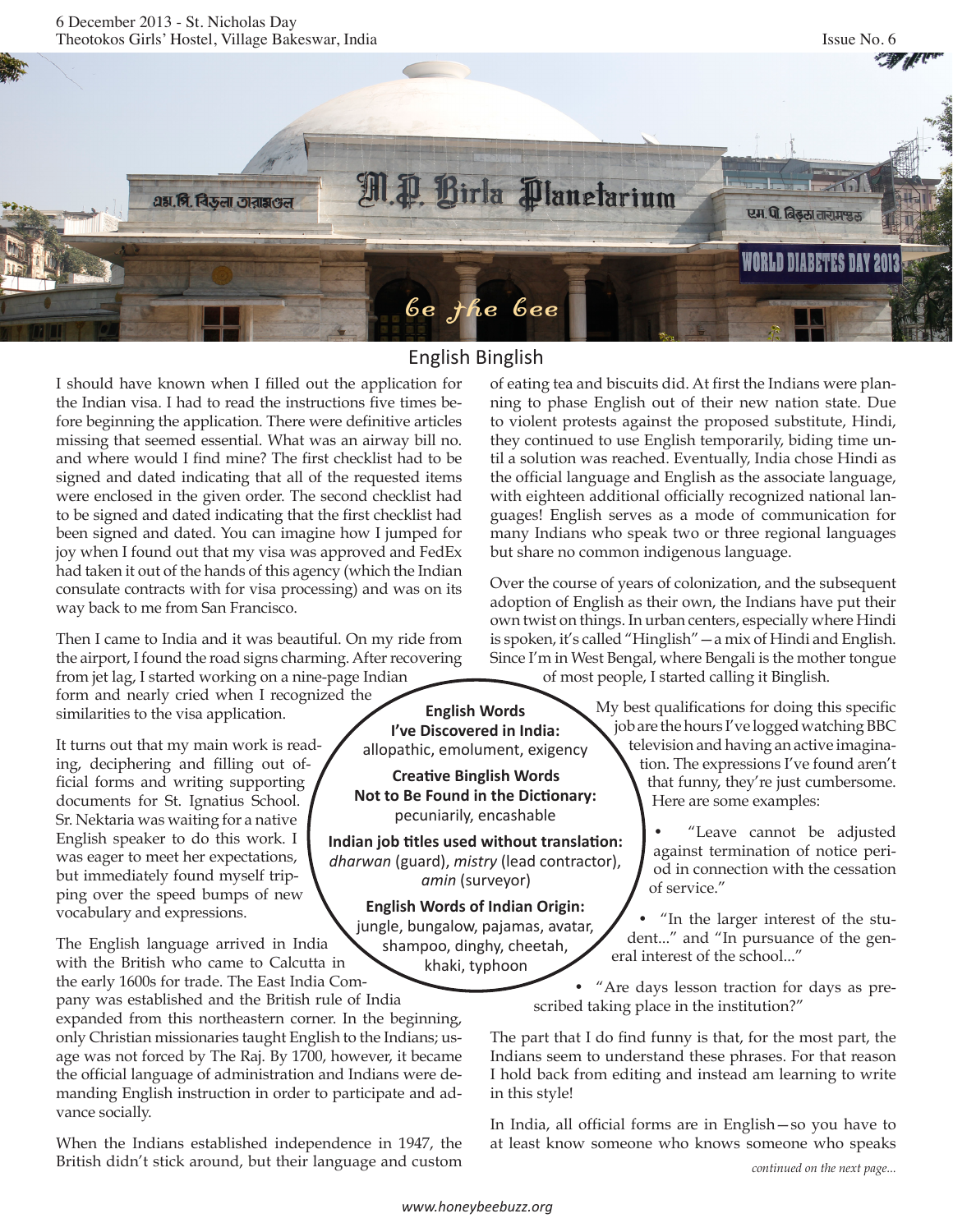6 December 2013 - St. Nicholas Day
Theotokos Girls' Hostel, Village Bakeswar, India

Issue No. 6

*be the bee*

## English Binglish

I should have known when I filled out the application for the Indian visa. I had to read the instructions five times before beginning the application. There were definitive articles missing that seemed essential. What was an airway bill no. and where would I find mine? The first checklist had to be signed and dated indicating that all of the requested items were enclosed in the given order. The second checklist had to be signed and dated indicating that the first checklist had been signed and dated. You can imagine how I jumped for joy when I found out that my visa was approved and FedEx had taken it out of the hands of this agency (which the Indian consulate contracts with for visa processing) and was on its way back to me from San Francisco.

Then I came to India and it was beautiful. On my ride from the airport, I found the road signs charming. After recovering from jet lag, I started working on a nine-page Indian form and nearly cried when I recognized the similarities to the visa application.

It turns out that my main work is reading, deciphering and filling out official forms and writing supporting documents for St. Ignatius School. Sr. Nektaria was waiting for a native English speaker to do this work. I was eager to meet her expectations, but immediately found myself tripping over the speed bumps of new vocabulary and expressions.

The English language arrived in India with the British who came to Calcutta in the early 1600s for trade. The East India Company was established and the British rule of India expanded from this northeastern corner. In the beginning, only Christian missionaries taught English to the Indians; usage was not forced by The Raj. By 1700, however, it became the official language of administration and Indians were demanding English instruction in order to participate and advance socially.

When the Indians established independence in 1947, the British didn't stick around, but their language and custom of eating tea and biscuits did. At first the Indians were planning to phase English out of their new nation state. Due to violent protests against the proposed substitute, Hindi, they continued to use English temporarily, biding time until a solution was reached. Eventually, India chose Hindi as the official language and English as the associate language, with eighteen additional officially recognized national languages! English serves as a mode of communication for many Indians who speak two or three regional languages but share no common indigenous language.

Over the course of years of colonization, and the subsequent adoption of English as their own, the Indians have put their own twist on things. In urban centers, especially where Hindi is spoken, it's called "Hinglish"—a mix of Hindi and English. Since I'm in West Bengal, where Bengali is the mother tongue of most people, I started calling it Binglish.

**English Words I've Discovered in India:**
allopathic, emolument, exigency

**Creative Binglish Words Not to Be Found in the Dictionary:**
pecuniarily, encashable

**Indian job titles used without translation:**
*dharwan* (guard), *mistry* (lead contractor), *amin* (surveyor)

**English Words of Indian Origin:**
jungle, bungalow, pajamas, avatar, shampoo, dinghy, cheetah, khaki, typhoon

My best qualifications for doing this specific job are the hours I've logged watching BBC television and having an active imagination. The expressions I've found aren't that funny, they're just cumbersome. Here are some examples:

- "Leave cannot be adjusted against termination of notice period in connection with the cessation of service."
- "In the larger interest of the student..." and "In pursuance of the general interest of the school..."
- "Are days lesson traction for days as prescribed taking place in the institution?"

The part that I do find funny is that, for the most part, the Indians seem to understand these phrases. For that reason I hold back from editing and instead am learning to write in this style!

In India, all official forms are in English—so you have to at least know someone who knows someone who speaks

*continued on the next page...*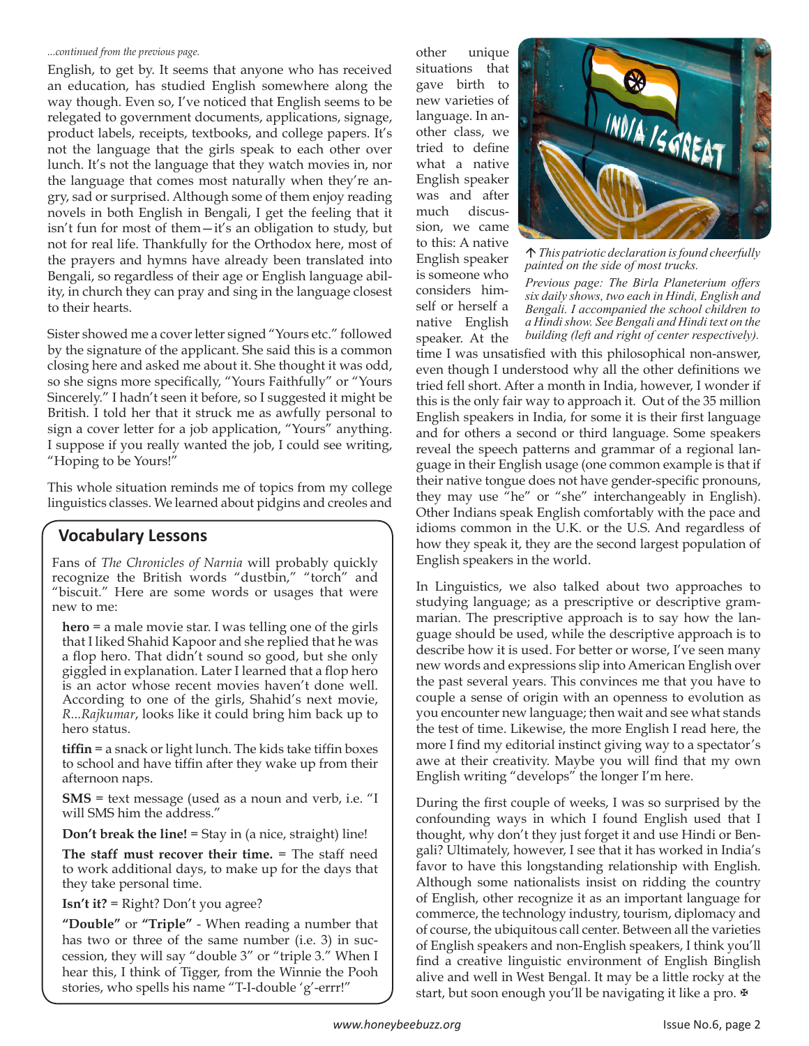*...continued from the previous page.*

English, to get by. It seems that anyone who has received an education, has studied English somewhere along the way though. Even so, I've noticed that English seems to be relegated to government documents, applications, signage, product labels, receipts, textbooks, and college papers. It's not the language that the girls speak to each other over lunch. It's not the language that they watch movies in, nor the language that comes most naturally when they're angry, sad or surprised. Although some of them enjoy reading novels in both English in Bengali, I get the feeling that it isn't fun for most of them—it's an obligation to study, but not for real life. Thankfully for the Orthodox here, most of the prayers and hymns have already been translated into Bengali, so regardless of their age or English language ability, in church they can pray and sing in the language closest to their hearts.

Sister showed me a cover letter signed "Yours etc." followed by the signature of the applicant. She said this is a common closing here and asked me about it. She thought it was odd, so she signs more specifically, "Yours Faithfully" or "Yours Sincerely." I hadn't seen it before, so I suggested it might be British. I told her that it struck me as awfully personal to sign a cover letter for a job application, "Yours" anything. I suppose if you really wanted the job, I could see writing, "Hoping to be Yours!"

This whole situation reminds me of topics from my college linguistics classes. We learned about pidgins and creoles and other unique situations that gave birth to new varieties of language. In another class, we tried to define what a native English speaker was and after much discussion, we came to this: A native English speaker is someone who considers himself or herself a native English speaker. At the time I was unsatisfied with this philosophical non-answer, even though I understood why all the other definitions we tried fell short. After a month in India, however, I wonder if this is the only fair way to approach it. Out of the 35 million English speakers in India, for some it is their first language and for others a second or third language. Some speakers reveal the speech patterns and grammar of a regional language in their English usage (one common example is that if their native tongue does not have gender-specific pronouns, they may use "he" or "she" interchangeably in English). Other Indians speak English comfortably with the pace and idioms common in the U.K. or the U.S. And regardless of how they speak it, they are the second largest population of English speakers in the world.

↑ *This patriotic declaration is found cheerfully painted on the side of most trucks.*

*Previous page: The Birla Planeterium offers six daily shows, two each in Hindi, English and Bengali. I accompanied the school children to a Hindi show. See Bengali and Hindi text on the building (left and right of center respectively).*

In Linguistics, we also talked about two approaches to studying language; as a prescriptive or descriptive grammarian. The prescriptive approach is to say how the language should be used, while the descriptive approach is to describe how it is used. For better or worse, I've seen many new words and expressions slip into American English over the past several years. This convinces me that you have to couple a sense of origin with an openness to evolution as you encounter new language; then wait and see what stands the test of time. Likewise, the more English I read here, the more I find my editorial instinct giving way to a spectator's awe at their creativity. Maybe you will find that my own English writing "develops" the longer I'm here.

During the first couple of weeks, I was so surprised by the confounding ways in which I found English used that I thought, why don't they just forget it and use Hindi or Bengali? Ultimately, however, I see that it has worked in India's favor to have this longstanding relationship with English. Although some nationalists insist on ridding the country of English, other recognize it as an important language for commerce, the technology industry, tourism, diplomacy and of course, the ubiquitous call center. Between all the varieties of English speakers and non-English speakers, I think you'll find a creative linguistic environment of English Binglish alive and well in West Bengal. It may be a little rocky at the start, but soon enough you'll be navigating it like a pro. ✠

## Vocabulary Lessons

Fans of *The Chronicles of Narnia* will probably quickly recognize the British words "dustbin," "torch" and "biscuit." Here are some words or usages that were new to me:

**hero** = a male movie star. I was telling one of the girls that I liked Shahid Kapoor and she replied that he was a flop hero. That didn't sound so good, but she only giggled in explanation. Later I learned that a flop hero is an actor whose recent movies haven't done well. According to one of the girls, Shahid's next movie, *R...Rajkumar*, looks like it could bring him back up to hero status.

**tiffin** = a snack or light lunch. The kids take tiffin boxes to school and have tiffin after they wake up from their afternoon naps.

**SMS** = text message (used as a noun and verb, i.e. "I will SMS him the address."

**Don't break the line!** = Stay in (a nice, straight) line!

**The staff must recover their time.** = The staff need to work additional days, to make up for the days that they take personal time.

**Isn't it?** = Right? Don't you agree?

**"Double"** or **"Triple"** - When reading a number that has two or three of the same number (i.e. 3) in succession, they will say "double 3" or "triple 3." When I hear this, I think of Tigger, from the Winnie the Pooh stories, who spells his name "T-I-double 'g'-errr!"